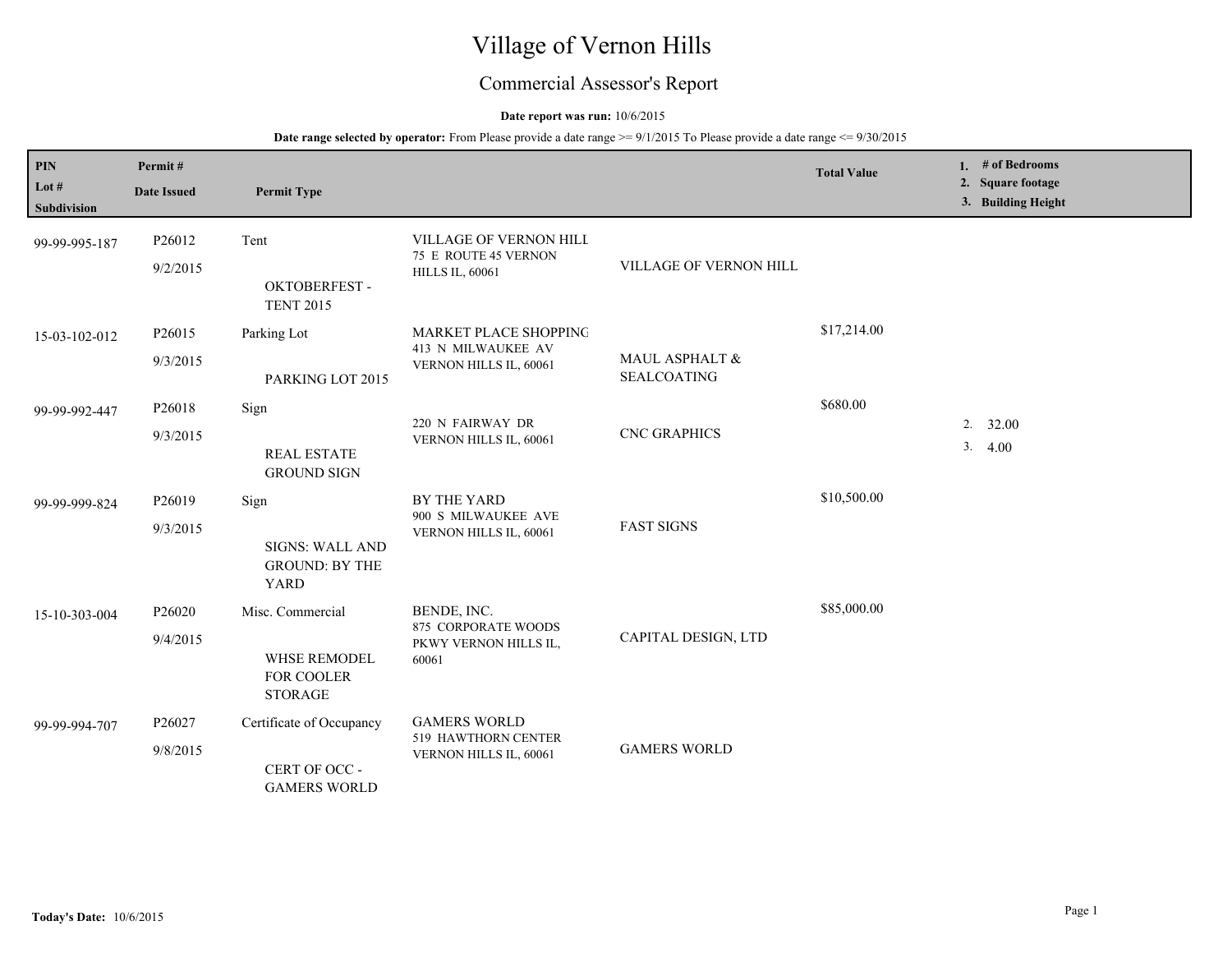# Village of Vernon Hills

## Commercial Assessor's Report

**Date report was run:** 10/6/2015

**Date range selected by operator:** From Please provide a date range >= 9/1/2015 To Please provide a date range <= 9/30/2015

| PIN / Lot # / Subdivision | Permit # / Date Issued | Permit Type | | | Total Value | 1. # of Bedrooms 2. Square footage 3. Building Height |
|---|---|---|---|---|---|---|
| 99-99-995-187 | P26012 9/2/2015 | Tent OKTOBERFEST - TENT 2015 | VILLAGE OF VERNON HILL 75 E ROUTE 45 VERNON HILLS IL, 60061 | VILLAGE OF VERNON HILL | | |
| 15-03-102-012 | P26015 9/3/2015 | Parking Lot PARKING LOT 2015 | MARKET PLACE SHOPPING 413 N MILWAUKEE AV VERNON HILLS IL, 60061 | MAUL ASPHALT & SEALCOATING | $17,214.00 | |
| 99-99-992-447 | P26018 9/3/2015 | Sign REAL ESTATE GROUND SIGN | 220 N FAIRWAY DR VERNON HILLS IL, 60061 | CNC GRAPHICS | $680.00 | 2. 32.00 3. 4.00 |
| 99-99-999-824 | P26019 9/3/2015 | Sign SIGNS: WALL AND GROUND: BY THE YARD | BY THE YARD 900 S MILWAUKEE AVE VERNON HILLS IL, 60061 | FAST SIGNS | $10,500.00 | |
| 15-10-303-004 | P26020 9/4/2015 | Misc. Commercial WHSE REMODEL FOR COOLER STORAGE | BENDE, INC. 875 CORPORATE WOODS PKWY VERNON HILLS IL, 60061 | CAPITAL DESIGN, LTD | $85,000.00 | |
| 99-99-994-707 | P26027 9/8/2015 | Certificate of Occupancy CERT OF OCC - GAMERS WORLD | GAMERS WORLD 519 HAWTHORN CENTER VERNON HILLS IL, 60061 | GAMERS WORLD | | |

**Today's Date:** 10/6/2015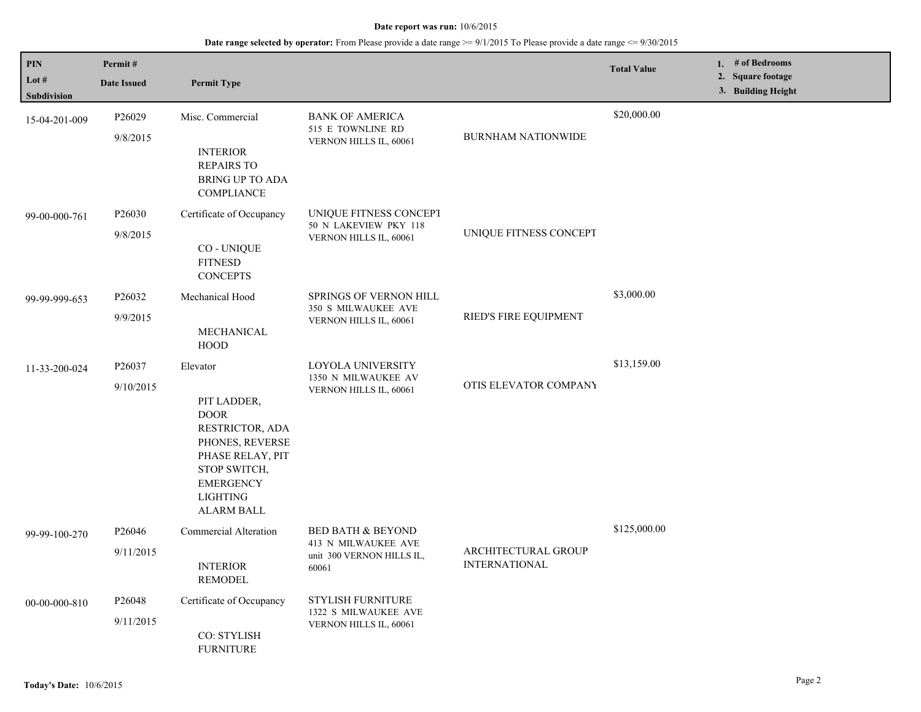**Date report was run:** 10/6/2015

**Date range selected by operator:** From Please provide a date range >= 9/1/2015 To Please provide a date range <= 9/30/2015

| PIN<br>Lot #<br>Subdivision | Permit #<br>Date Issued | Permit Type | | | Total Value | 1. # of Bedrooms<br>2. Square footage<br>3. Building Height |
|---|---|---|---|---|---|---|
| 15-04-201-009 | P26029<br>9/8/2015 | Misc. Commercial<br>INTERIOR REPAIRS TO BRING UP TO ADA COMPLIANCE | BANK OF AMERICA<br>515 E TOWNLINE RD<br>VERNON HILLS IL, 60061 | BURNHAM NATIONWIDE | $20,000.00 | |
| 99-00-000-761 | P26030<br>9/8/2015 | Certificate of Occupancy<br>CO - UNIQUE FITNESD CONCEPTS | UNIQUE FITNESS CONCEPT<br>50 N LAKEVIEW PKY 118<br>VERNON HILLS IL, 60061 | UNIQUE FITNESS CONCEPT | | |
| 99-99-999-653 | P26032<br>9/9/2015 | Mechanical Hood<br>MECHANICAL HOOD | SPRINGS OF VERNON HILL<br>350 S MILWAUKEE AVE<br>VERNON HILLS IL, 60061 | RIED'S FIRE EQUIPMENT | $3,000.00 | |
| 11-33-200-024 | P26037<br>9/10/2015 | Elevator<br>PIT LADDER, DOOR RESTRICTOR, ADA PHONES, REVERSE PHASE RELAY, PIT STOP SWITCH, EMERGENCY LIGHTING ALARM BALL | LOYOLA UNIVERSITY<br>1350 N MILWAUKEE AV<br>VERNON HILLS IL, 60061 | OTIS ELEVATOR COMPANY | $13,159.00 | |
| 99-99-100-270 | P26046<br>9/11/2015 | Commercial Alteration<br>INTERIOR REMODEL | BED BATH & BEYOND<br>413 N MILWAUKEE AVE<br>unit 300 VERNON HILLS IL, 60061 | ARCHITECTURAL GROUP INTERNATIONAL | $125,000.00 | |
| 00-00-000-810 | P26048<br>9/11/2015 | Certificate of Occupancy<br>CO: STYLISH FURNITURE | STYLISH FURNITURE<br>1322 S MILWAUKEE AVE<br>VERNON HILLS IL, 60061 | | | |

**Today's Date:** 10/6/2015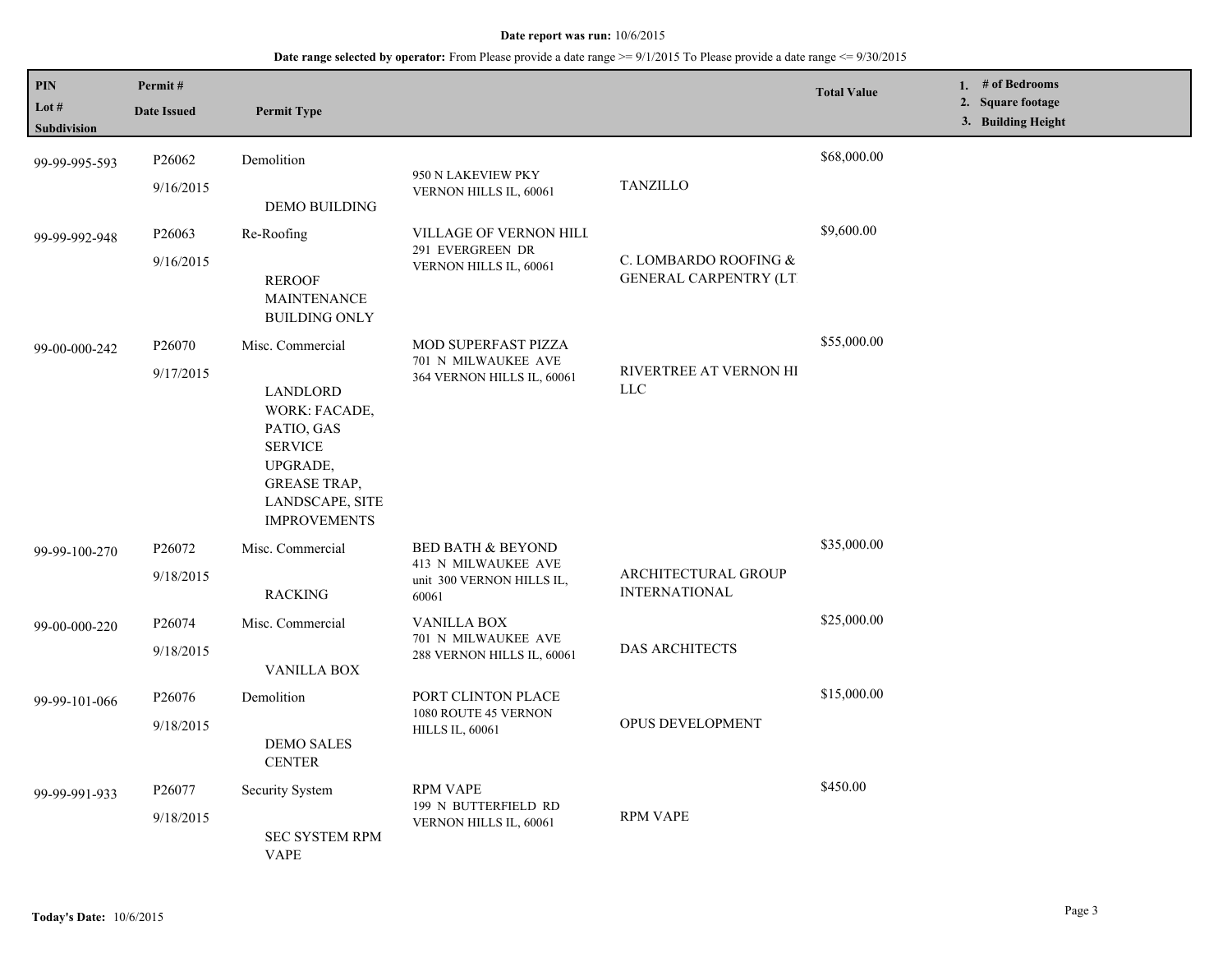**Date report was run:** 10/6/2015

**Date range selected by operator:** From Please provide a date range >= 9/1/2015 To Please provide a date range <= 9/30/2015

| PIN / Lot # / Subdivision | Permit # / Date Issued | Permit Type | | | Total Value | 1. # of Bedrooms 2. Square footage 3. Building Height |
|---|---|---|---|---|---|---|
| 99-99-995-593 | P26062 9/16/2015 | Demolition DEMO BUILDING | 950 N LAKEVIEW PKY VERNON HILLS IL, 60061 | TANZILLO | $68,000.00 | |
| 99-99-992-948 | P26063 9/16/2015 | Re-Roofing REROOF MAINTENANCE BUILDING ONLY | VILLAGE OF VERNON HILL 291 EVERGREEN DR VERNON HILLS IL, 60061 | C. LOMBARDO ROOFING & GENERAL CARPENTRY (LT | $9,600.00 | |
| 99-00-000-242 | P26070 9/17/2015 | Misc. Commercial LANDLORD WORK: FACADE, PATIO, GAS SERVICE UPGRADE, GREASE TRAP, LANDSCAPE, SITE IMPROVEMENTS | MOD SUPERFAST PIZZA 701 N MILWAUKEE AVE 364 VERNON HILLS IL, 60061 | RIVERTREE AT VERNON HI LLC | $55,000.00 | |
| 99-99-100-270 | P26072 9/18/2015 | Misc. Commercial RACKING | BED BATH & BEYOND 413 N MILWAUKEE AVE unit 300 VERNON HILLS IL, 60061 | ARCHITECTURAL GROUP INTERNATIONAL | $35,000.00 | |
| 99-00-000-220 | P26074 9/18/2015 | Misc. Commercial VANILLA BOX | VANILLA BOX 701 N MILWAUKEE AVE 288 VERNON HILLS IL, 60061 | DAS ARCHITECTS | $25,000.00 | |
| 99-99-101-066 | P26076 9/18/2015 | Demolition DEMO SALES CENTER | PORT CLINTON PLACE 1080 ROUTE 45 VERNON HILLS IL, 60061 | OPUS DEVELOPMENT | $15,000.00 | |
| 99-99-991-933 | P26077 9/18/2015 | Security System SEC SYSTEM RPM VAPE | RPM VAPE 199 N BUTTERFIELD RD VERNON HILLS IL, 60061 | RPM VAPE | $450.00 | |

**Today's Date:** 10/6/2015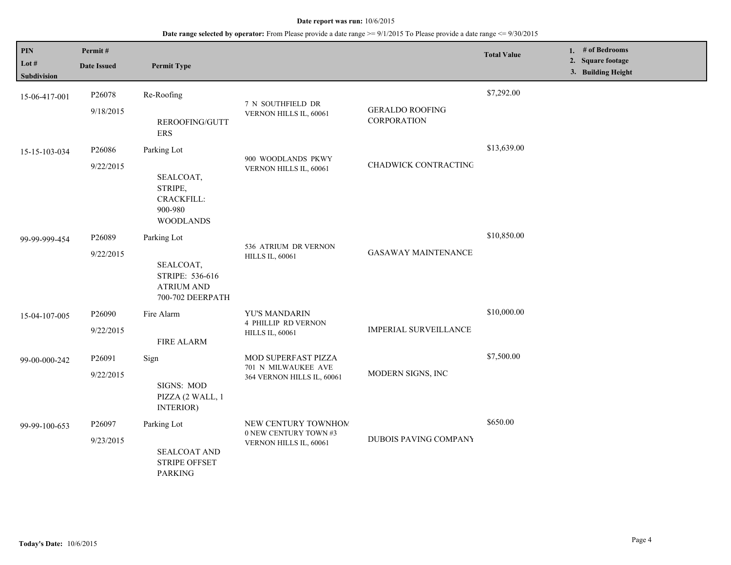**Date report was run:** 10/6/2015

**Date range selected by operator:** From Please provide a date range >= 9/1/2015 To Please provide a date range <= 9/30/2015

| PIN<br>Lot #<br>Subdivision | Permit #<br>Date Issued | Permit Type | | | Total Value | 1. # of Bedrooms<br>2. Square footage<br>3. Building Height |
|---|---|---|---|---|---|---|
| 15-06-417-001 | P26078<br>9/18/2015 | Re-Roofing<br>REROOFING/GUTTERS | 7 N SOUTHFIELD DR VERNON HILLS IL, 60061 | GERALDO ROOFING CORPORATION | $7,292.00 | |
| 15-15-103-034 | P26086<br>9/22/2015 | Parking Lot<br>SEALCOAT, STRIPE, CRACKFILL: 900-980 WOODLANDS | 900 WOODLANDS PKWY VERNON HILLS IL, 60061 | CHADWICK CONTRACTING | $13,639.00 | |
| 99-99-999-454 | P26089<br>9/22/2015 | Parking Lot<br>SEALCOAT, STRIPE: 536-616 ATRIUM AND 700-702 DEERPATH | 536 ATRIUM DR VERNON HILLS IL, 60061 | GASAWAY MAINTENANCE | $10,850.00 | |
| 15-04-107-005 | P26090<br>9/22/2015 | Fire Alarm<br>FIRE ALARM | YU'S MANDARIN<br>4 PHILLIP RD VERNON HILLS IL, 60061 | IMPERIAL SURVEILLANCE | $10,000.00 | |
| 99-00-000-242 | P26091<br>9/22/2015 | Sign<br>SIGNS: MOD PIZZA (2 WALL, 1 INTERIOR) | MOD SUPERFAST PIZZA<br>701 N MILWAUKEE AVE 364 VERNON HILLS IL, 60061 | MODERN SIGNS, INC | $7,500.00 | |
| 99-99-100-653 | P26097<br>9/23/2015 | Parking Lot<br>SEALCOAT AND STRIPE OFFSET PARKING | NEW CENTURY TOWNHOM<br>0 NEW CENTURY TOWN #3 VERNON HILLS IL, 60061 | DUBOIS PAVING COMPANY | $650.00 | |

**Today's Date:** 10/6/2015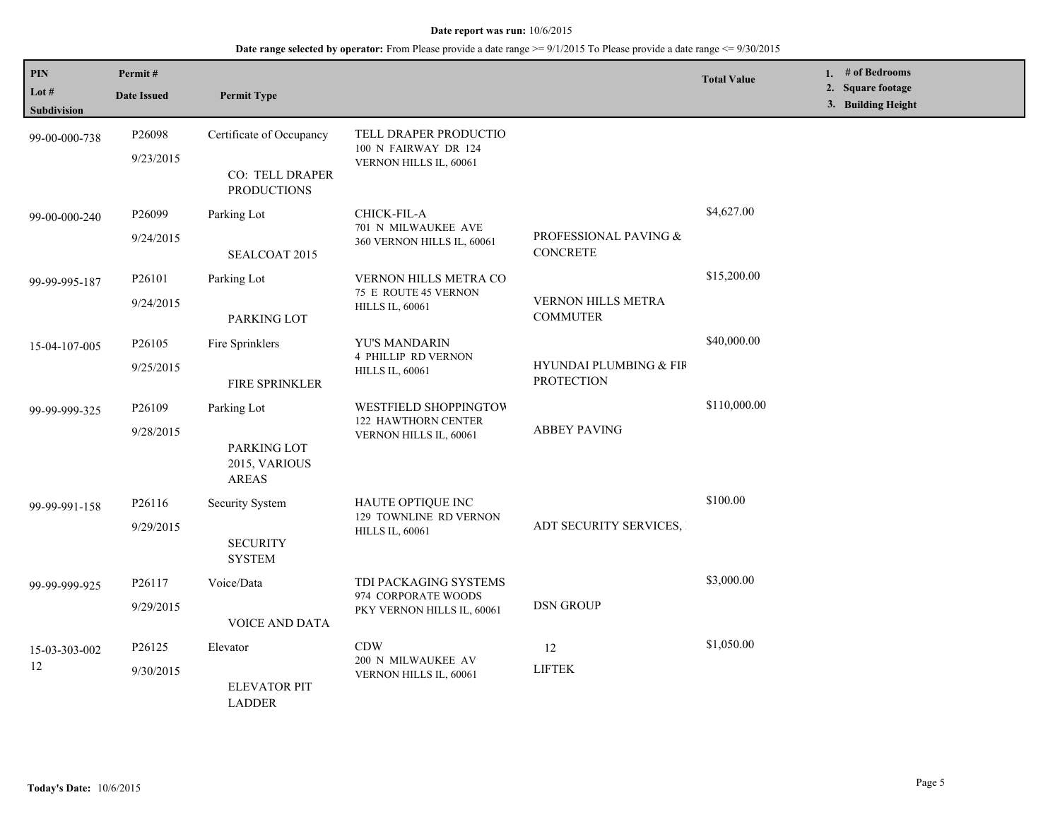**Date report was run:** 10/6/2015

**Date range selected by operator:** From Please provide a date range >= 9/1/2015 To Please provide a date range <= 9/30/2015

| PIN<br>Lot #<br>Subdivision | Permit #<br>Date Issued | Permit Type | | | Total Value | 1. # of Bedrooms<br>2. Square footage<br>3. Building Height |
|---|---|---|---|---|---|---|
| 99-00-000-738 | P26098<br>9/23/2015 | Certificate of Occupancy<br>CO: TELL DRAPER PRODUCTIONS | TELL DRAPER PRODUCTIO<br>100 N FAIRWAY DR 124<br>VERNON HILLS IL, 60061 | | | |
| 99-00-000-240 | P26099<br>9/24/2015 | Parking Lot<br>SEALCOAT 2015 | CHICK-FIL-A<br>701 N MILWAUKEE AVE<br>360 VERNON HILLS IL, 60061 | PROFESSIONAL PAVING & CONCRETE | $4,627.00 | |
| 99-99-995-187 | P26101<br>9/24/2015 | Parking Lot<br>PARKING LOT | VERNON HILLS METRA CO<br>75 E ROUTE 45 VERNON HILLS IL, 60061 | VERNON HILLS METRA COMMUTER | $15,200.00 | |
| 15-04-107-005 | P26105<br>9/25/2015 | Fire Sprinklers<br>FIRE SPRINKLER | YU'S MANDARIN<br>4 PHILLIP RD VERNON HILLS IL, 60061 | HYUNDAI PLUMBING & FIR PROTECTION | $40,000.00 | |
| 99-99-999-325 | P26109<br>9/28/2015 | Parking Lot<br>PARKING LOT 2015, VARIOUS AREAS | WESTFIELD SHOPPINGTOW<br>122 HAWTHORN CENTER<br>VERNON HILLS IL, 60061 | ABBEY PAVING | $110,000.00 | |
| 99-99-991-158 | P26116<br>9/29/2015 | Security System<br>SECURITY SYSTEM | HAUTE OPTIQUE INC<br>129 TOWNLINE RD VERNON HILLS IL, 60061 | ADT SECURITY SERVICES, | $100.00 | |
| 99-99-999-925 | P26117<br>9/29/2015 | Voice/Data<br>VOICE AND DATA | TDI PACKAGING SYSTEMS<br>974 CORPORATE WOODS PKY VERNON HILLS IL, 60061 | DSN GROUP | $3,000.00 | |
| 15-03-303-002<br>12 | P26125<br>9/30/2015 | Elevator<br>ELEVATOR PIT LADDER | CDW<br>200 N MILWAUKEE AV<br>VERNON HILLS IL, 60061 | 12<br>LIFTEK | $1,050.00 | |

**Today's Date:** 10/6/2015